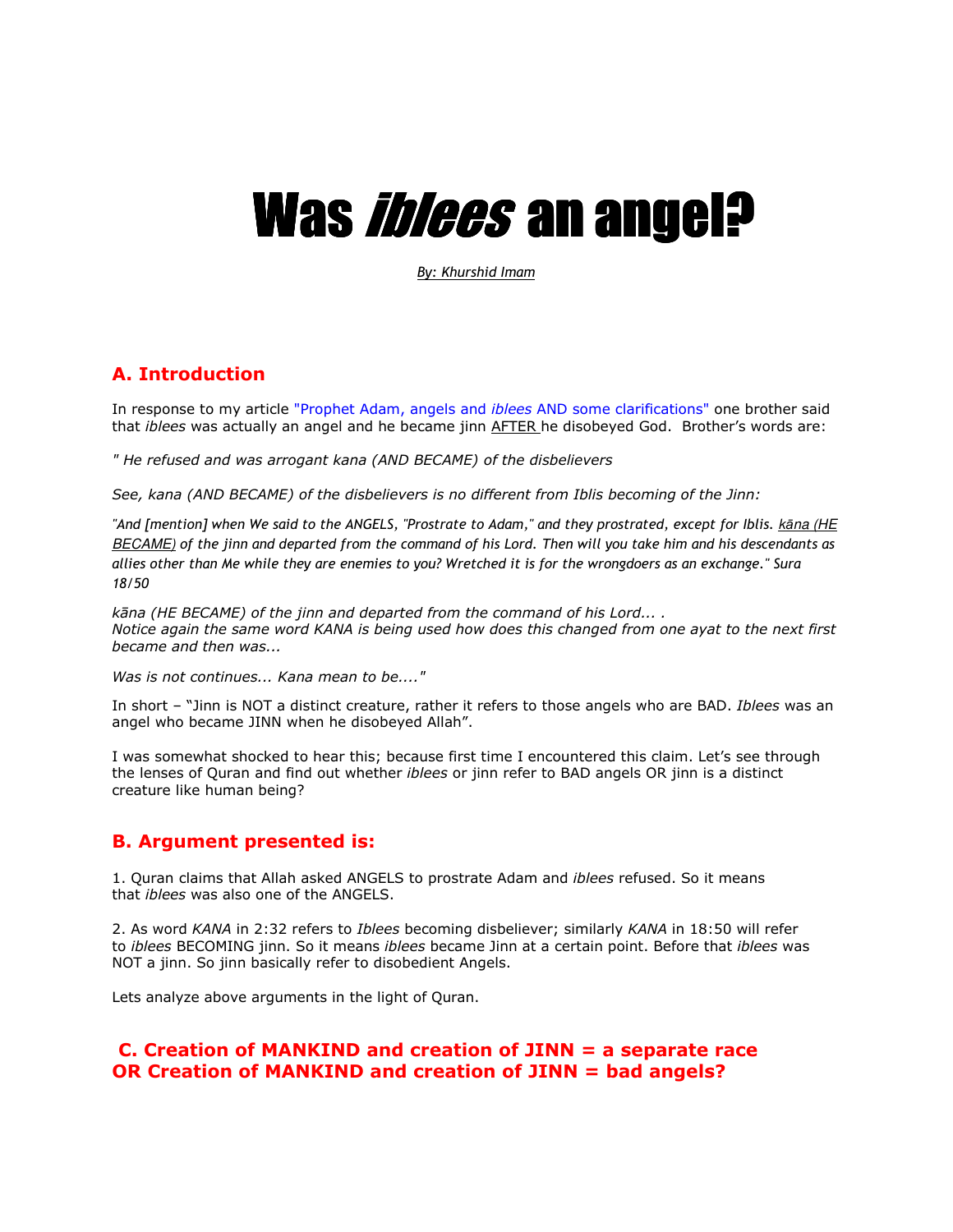# Was *iblees* an angel?

*By: Khurshid Imam*

## A. Introduction

In response to my article "Prophet Adam, angels and *iblees* AND some clarifications" one brother said that *iblees* was actually an angel and he became jinn AFTER he disobeyed God. Brother's words are:

*" He refused and was arrogant kana (AND BECAME) of the disbelievers*

*See, kana (AND BECAME) of the disbelievers is no different from Iblis becoming of the Jinn:*

*"And [mention] when We said to the ANGELS, "Prostrate to Adam," and they prostrated, except for Iblis. kāna (HE BECAME) of the jinn and departed from the command of his Lord. Then will you take him and his descendants as allies other than Me while they are enemies to you? Wretched it is for the wrongdoers as an exchange." Sura 18/50*

*kāna (HE BECAME) of the jinn and departed from the command of his Lord... .*
*Notice again the same word KANA is being used how does this changed from one ayat to the next first became and then was...*

*Was is not continues... Kana mean to be...."*

In short – "Jinn is NOT a distinct creature, rather it refers to those angels who are BAD. *Iblees* was an angel who became JINN when he disobeyed Allah".

I was somewhat shocked to hear this; because first time I encountered this claim. Let's see through the lenses of Quran and find out whether *iblees* or jinn refer to BAD angels OR jinn is a distinct creature like human being?

## B. Argument presented is:

1. Quran claims that Allah asked ANGELS to prostrate Adam and *iblees* refused. So it means that *iblees* was also one of the ANGELS.

2. As word *KANA* in 2:32 refers to *Iblees* becoming disbeliever; similarly *KANA* in 18:50 will refer to *iblees* BECOMING jinn. So it means *iblees* became Jinn at a certain point. Before that *iblees* was NOT a jinn. So jinn basically refer to disobedient Angels.

Lets analyze above arguments in the light of Quran.

## C. Creation of MANKIND and creation of JINN = a separate race OR Creation of MANKIND and creation of JINN = bad angels?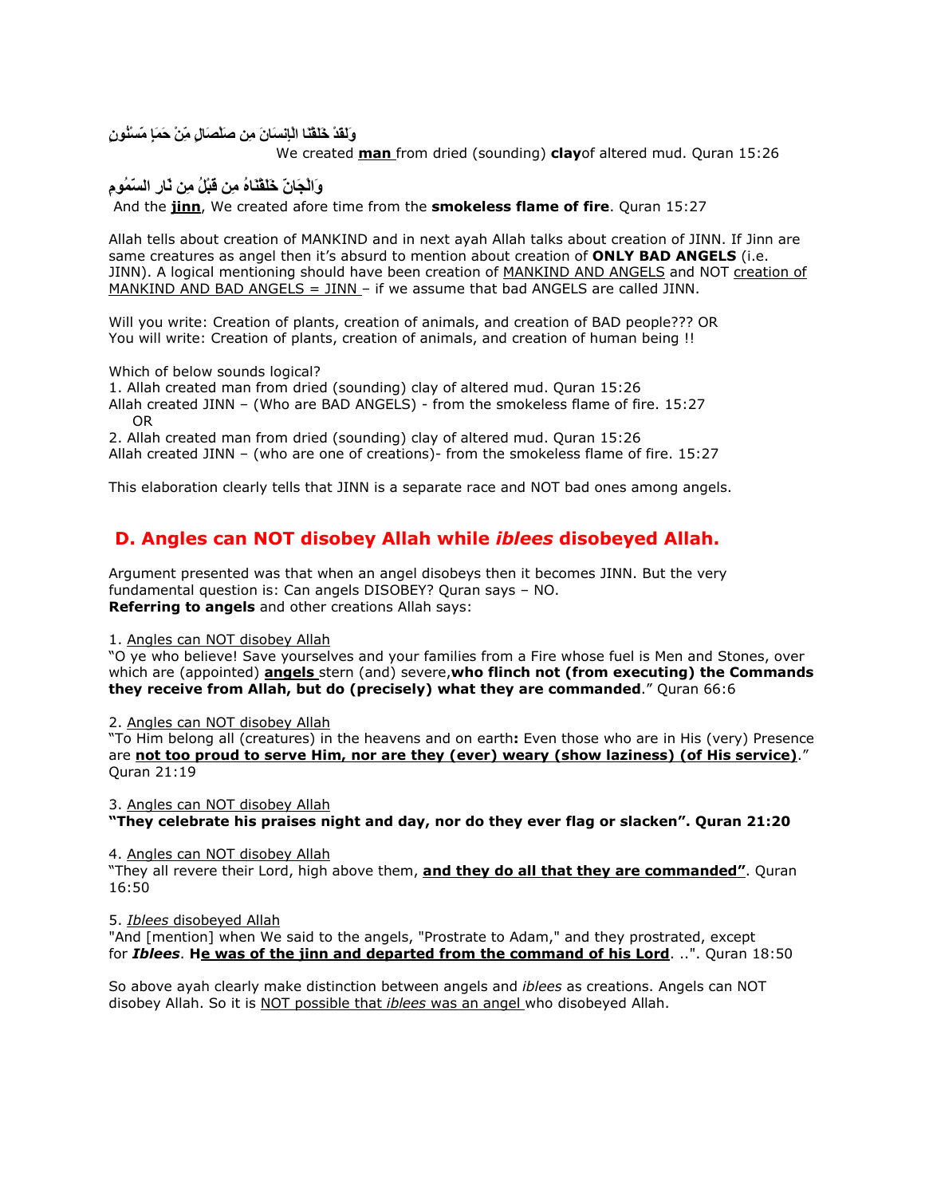وَلَقَدْ خَلَقْنَا الْإِنسَانَ مِن صَلْصَالٍ مِّنْ حَمَإٍ مَّسْنُونٍ

We created **man** from dried (sounding) **clay**of altered mud. Quran 15:26

وَالْجَانَّ خَلَقْنَاهُ مِن قَبْلُ مِن نَّارِ السَّمُومِ

And the **jinn**, We created afore time from the **smokeless flame of fire**. Quran 15:27

Allah tells about creation of MANKIND and in next ayah Allah talks about creation of JINN. If Jinn are same creatures as angel then it's absurd to mention about creation of **ONLY BAD ANGELS** (i.e. JINN). A logical mentioning should have been creation of MANKIND AND ANGELS and NOT creation of MANKIND AND BAD ANGELS = JINN – if we assume that bad ANGELS are called JINN.

Will you write: Creation of plants, creation of animals, and creation of BAD people??? OR
You will write: Creation of plants, creation of animals, and creation of human being !!

Which of below sounds logical?
1. Allah created man from dried (sounding) clay of altered mud. Quran 15:26
Allah created JINN – (Who are BAD ANGELS) - from the smokeless flame of fire. 15:27
OR
2. Allah created man from dried (sounding) clay of altered mud. Quran 15:26
Allah created JINN – (who are one of creations)- from the smokeless flame of fire. 15:27

This elaboration clearly tells that JINN is a separate race and NOT bad ones among angels.

## D. Angles can NOT disobey Allah while *iblees* disobeyed Allah.

Argument presented was that when an angel disobeys then it becomes JINN. But the very fundamental question is: Can angels DISOBEY? Quran says – NO.
**Referring to angels** and other creations Allah says:

1. Angles can NOT disobey Allah
"O ye who believe! Save yourselves and your families from a Fire whose fuel is Men and Stones, over which are (appointed) **angels** stern (and) severe,**who flinch not (from executing) the Commands they receive from Allah, but do (precisely) what they are commanded**." Quran 66:6

2. Angles can NOT disobey Allah
"To Him belong all (creatures) in the heavens and on earth**:** Even those who are in His (very) Presence are **not too proud to serve Him, nor are they (ever) weary (show laziness) (of His service)**." Quran 21:19

3. Angles can NOT disobey Allah
**"They celebrate his praises night and day, nor do they ever flag or slacken". Quran 21:20**

4. Angles can NOT disobey Allah
"They all revere their Lord, high above them, **and they do all that they are commanded"**. Quran 16:50

5. *Iblees* disobeyed Allah
"And [mention] when We said to the angels, "Prostrate to Adam," and they prostrated, except for ***Iblees***. **He was of the jinn and departed from the command of his Lord**. ..". Quran 18:50

So above ayah clearly make distinction between angels and *iblees* as creations. Angels can NOT disobey Allah. So it is NOT possible that *iblees* was an angel who disobeyed Allah.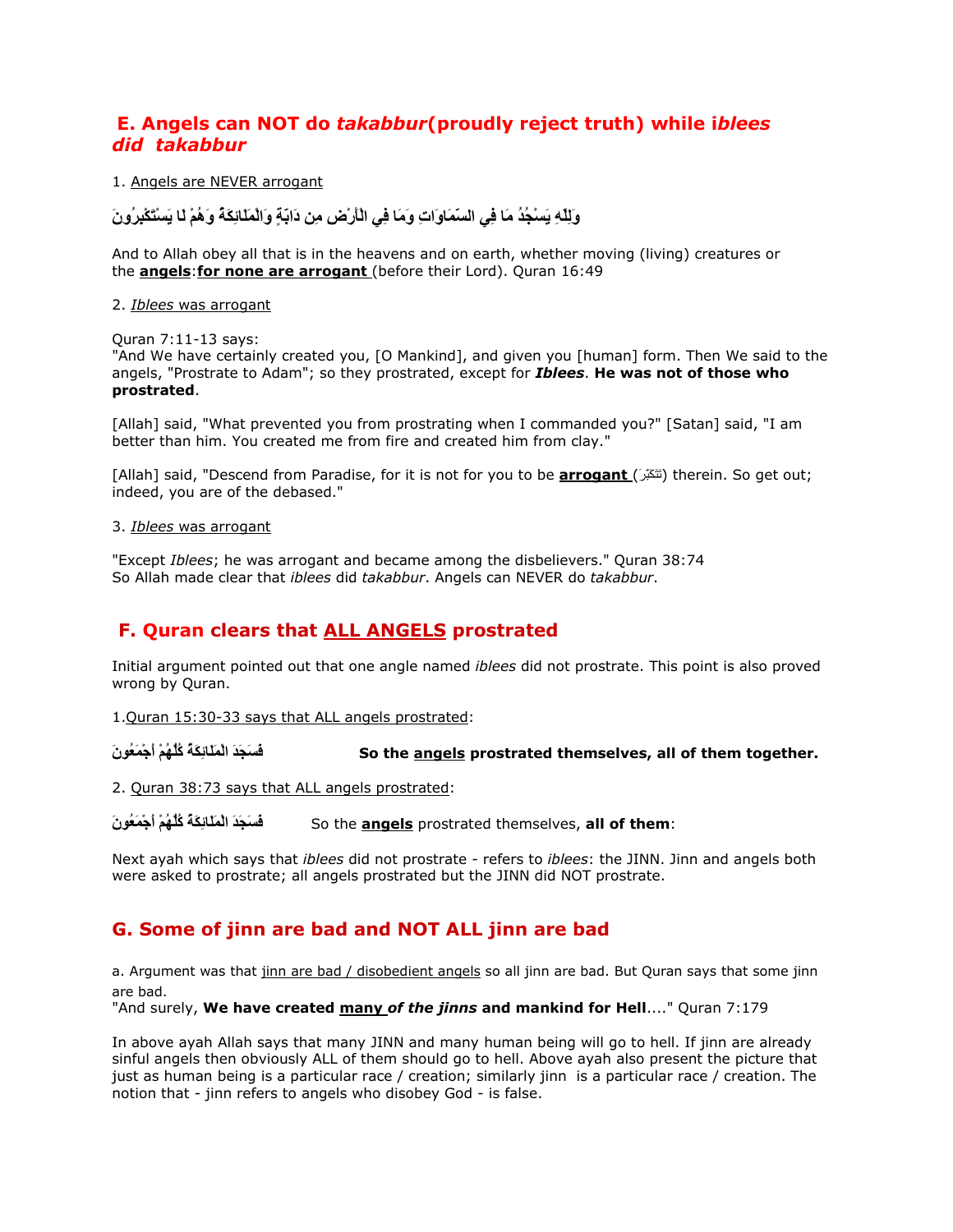## E. Angels can NOT do *takabbur*(proudly reject truth) while *iblees did takabbur*

1. Angels are NEVER arrogant

وَلِلّهِ يَسْجُدُ مَا فِي السَّمَاوَاتِ وَمَا فِي الأَرْضِ مِن دَابَّةٍ وَالْمَلآئِكَةُ وَهُمْ لاَ يَسْتَكْبِرُونَ

And to Allah obey all that is in the heavens and on earth, whether moving (living) creatures or the **angels**:**for none are arrogant** (before their Lord). Quran 16:49

2. *Iblees* was arrogant

Quran 7:11-13 says:
"And We have certainly created you, [O Mankind], and given you [human] form. Then We said to the angels, "Prostrate to Adam"; so they prostrated, except for ***Iblees***. **He was not of those who prostrated**.

[Allah] said, "What prevented you from prostrating when I commanded you?" [Satan] said, "I am better than him. You created me from fire and created him from clay."

[Allah] said, "Descend from Paradise, for it is not for you to be **arrogant** (تتكبّر) therein. So get out; indeed, you are of the debased."

3. *Iblees* was arrogant

"Except *Iblees*; he was arrogant and became among the disbelievers." Quran 38:74
So Allah made clear that *iblees* did *takabbur*. Angels can NEVER do *takabbur*.

## F. Quran clears that ALL ANGELS prostrated

Initial argument pointed out that one angle named *iblees* did not prostrate. This point is also proved wrong by Quran.

1.Quran 15:30-33 says that ALL angels prostrated:

فَسَجَدَ الْمَلآئِكَةُ كُلُّهُمْ أَجْمَعُونَ — **So the angels prostrated themselves, all of them together.**

2. Quran 38:73 says that ALL angels prostrated:

فَسَجَدَ الْمَلآئِكَةُ كُلُّهُمْ أَجْمَعُونَ — So the **angels** prostrated themselves, **all of them**:

Next ayah which says that *iblees* did not prostrate - refers to *iblees*: the JINN. Jinn and angels both were asked to prostrate; all angels prostrated but the JINN did NOT prostrate.

## G. Some of jinn are bad and NOT ALL jinn are bad

a. Argument was that jinn are bad / disobedient angels so all jinn are bad. But Quran says that some jinn are bad.
"And surely, **We have created many *of the jinns* and mankind for Hell**...." Quran 7:179

In above ayah Allah says that many JINN and many human being will go to hell. If jinn are already sinful angels then obviously ALL of them should go to hell. Above ayah also present the picture that just as human being is a particular race / creation; similarly jinn is a particular race / creation. The notion that - jinn refers to angels who disobey God - is false.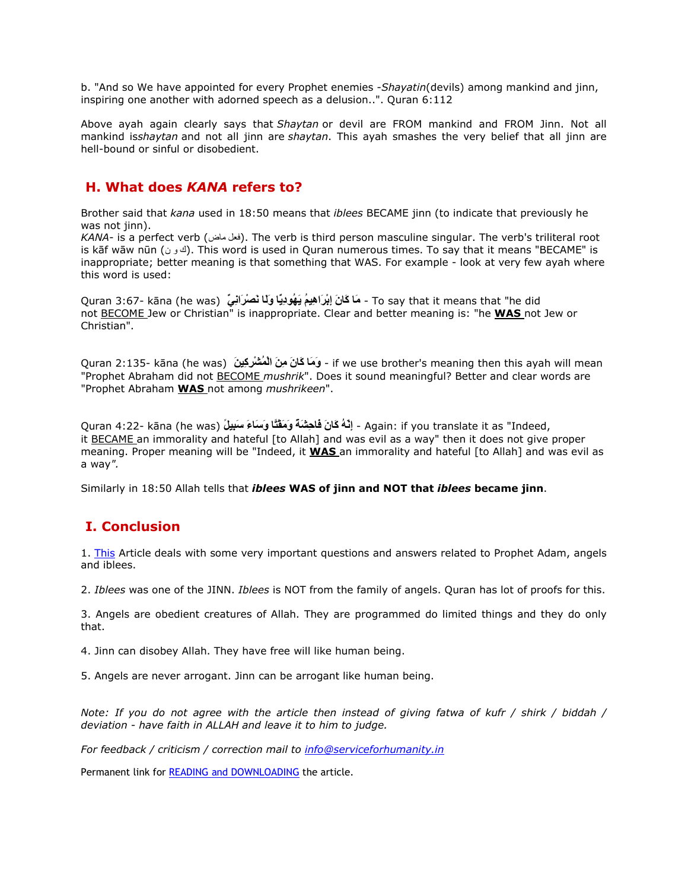b. "And so We have appointed for every Prophet enemies -*Shayatin*(devils) among mankind and jinn, inspiring one another with adorned speech as a delusion..". Quran 6:112

Above ayah again clearly says that *Shaytan* or devil are FROM mankind and FROM Jinn. Not all mankind is*shaytan* and not all jinn are *shaytan*. This ayah smashes the very belief that all jinn are hell-bound or sinful or disobedient.

## H. What does *KANA* refers to?

Brother said that *kana* used in 18:50 means that *iblees* BECAME jinn (to indicate that previously he was not jinn).
*KANA*- is a perfect verb (فعل ماض). The verb is third person masculine singular. The verb's triliteral root is kāf wāw nūn (ك و ن). This word is used in Quran numerous times. To say that it means "BECAME" is inappropriate; better meaning is that something that WAS. For example - look at very few ayah where this word is used:

Quran 3:67- kāna (he was) مَا كَانَ إِبْرَاهِيمُ يَهُودِيًّا وَلَا نَصْرَانِيًّا - To say that it means that "he did not <u>BECOME</u> Jew or Christian" is inappropriate. Clear and better meaning is: "he **<u>WAS</u>** not Jew or Christian".

Quran 2:135- kāna (he was) وَمَا كَانَ مِنَ الْمُشْرِكِينَ - if we use brother's meaning then this ayah will mean "Prophet Abraham did not <u>BECOME</u> *mushrik*". Does it sound meaningful? Better and clear words are "Prophet Abraham **WAS** not among *mushrikeen*".

Quran 4:22- kāna (he was) إِنَّهُ كَانَ فَاحِشَةً وَمَقْتًا وَسَاءَ سَبِيلًا - Again: if you translate it as "Indeed, it <u>BECAME</u> an immorality and hateful [to Allah] and was evil as a way" then it does not give proper meaning. Proper meaning will be "Indeed, it **<u>WAS</u>** an immorality and hateful [to Allah] and was evil as a way*".*

Similarly in 18:50 Allah tells that ***iblees* WAS of jinn and NOT that *iblees* became jinn**.

## I. Conclusion

1. This Article deals with some very important questions and answers related to Prophet Adam, angels and iblees.

2. *Iblees* was one of the JINN. *Iblees* is NOT from the family of angels. Quran has lot of proofs for this.

3. Angels are obedient creatures of Allah. They are programmed do limited things and they do only that.

4. Jinn can disobey Allah. They have free will like human being.

5. Angels are never arrogant. Jinn can be arrogant like human being.

*Note: If you do not agree with the article then instead of giving fatwa of kufr / shirk / biddah / deviation - have faith in ALLAH and leave it to him to judge.*

*For feedback / criticism / correction mail to info@serviceforhumanity.in*

Permanent link for READING and DOWNLOADING the article.